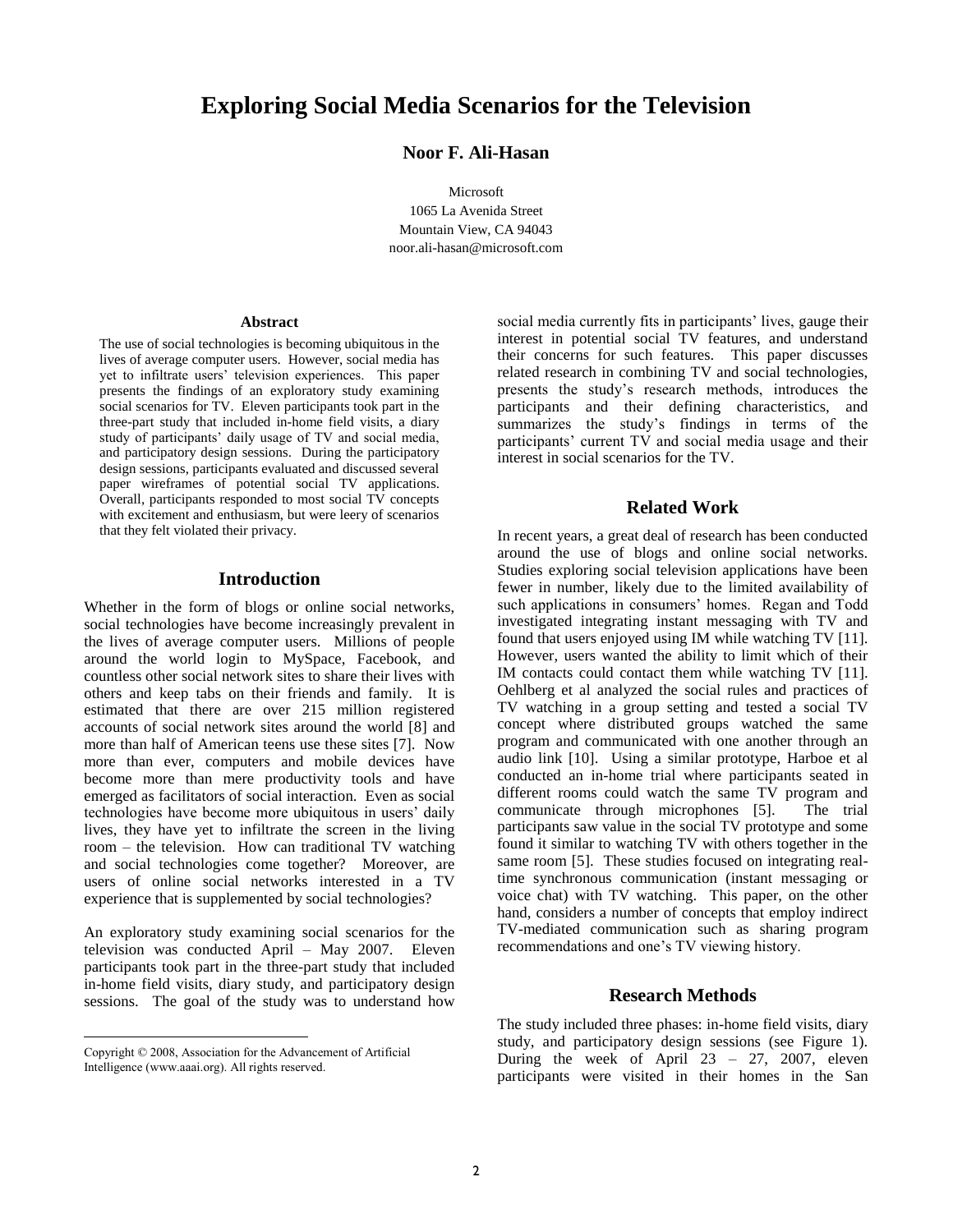# Exploring Social Media Scenarios for the Television

**Noor F. Ali-Hasan**

Microsoft
1065 La Avenida Street
Mountain View, CA 94043
noor.ali-hasan@microsoft.com

### Abstract

The use of social technologies is becoming ubiquitous in the lives of average computer users. However, social media has yet to infiltrate users' television experiences. This paper presents the findings of an exploratory study examining social scenarios for TV. Eleven participants took part in the three-part study that included in-home field visits, a diary study of participants' daily usage of TV and social media, and participatory design sessions. During the participatory design sessions, participants evaluated and discussed several paper wireframes of potential social TV applications. Overall, participants responded to most social TV concepts with excitement and enthusiasm, but were leery of scenarios that they felt violated their privacy.

## Introduction

Whether in the form of blogs or online social networks, social technologies have become increasingly prevalent in the lives of average computer users. Millions of people around the world login to MySpace, Facebook, and countless other social network sites to share their lives with others and keep tabs on their friends and family. It is estimated that there are over 215 million registered accounts of social network sites around the world [8] and more than half of American teens use these sites [7]. Now more than ever, computers and mobile devices have become more than mere productivity tools and have emerged as facilitators of social interaction. Even as social technologies have become more ubiquitous in users' daily lives, they have yet to infiltrate the screen in the living room – the television. How can traditional TV watching and social technologies come together? Moreover, are users of online social networks interested in a TV experience that is supplemented by social technologies?

An exploratory study examining social scenarios for the television was conducted April – May 2007. Eleven participants took part in the three-part study that included in-home field visits, diary study, and participatory design sessions. The goal of the study was to understand how social media currently fits in participants' lives, gauge their interest in potential social TV features, and understand their concerns for such features. This paper discusses related research in combining TV and social technologies, presents the study's research methods, introduces the participants and their defining characteristics, and summarizes the study's findings in terms of the participants' current TV and social media usage and their interest in social scenarios for the TV.

Copyright © 2008, Association for the Advancement of Artificial Intelligence (www.aaai.org). All rights reserved.

## Related Work

In recent years, a great deal of research has been conducted around the use of blogs and online social networks. Studies exploring social television applications have been fewer in number, likely due to the limited availability of such applications in consumers' homes. Regan and Todd investigated integrating instant messaging with TV and found that users enjoyed using IM while watching TV [11]. However, users wanted the ability to limit which of their IM contacts could contact them while watching TV [11]. Oehlberg et al analyzed the social rules and practices of TV watching in a group setting and tested a social TV concept where distributed groups watched the same program and communicated with one another through an audio link [10]. Using a similar prototype, Harboe et al conducted an in-home trial where participants seated in different rooms could watch the same TV program and communicate through microphones [5]. The trial participants saw value in the social TV prototype and some found it similar to watching TV with others together in the same room [5]. These studies focused on integrating real-time synchronous communication (instant messaging or voice chat) with TV watching. This paper, on the other hand, considers a number of concepts that employ indirect TV-mediated communication such as sharing program recommendations and one's TV viewing history.

## Research Methods

The study included three phases: in-home field visits, diary study, and participatory design sessions (see Figure 1). During the week of April 23 – 27, 2007, eleven participants were visited in their homes in the San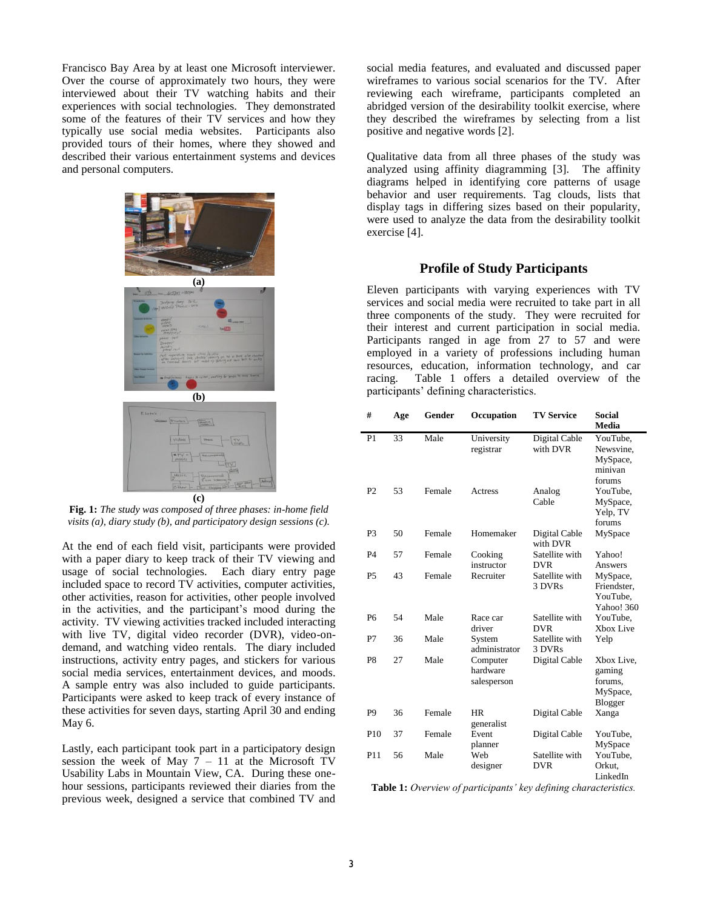Francisco Bay Area by at least one Microsoft interviewer. Over the course of approximately two hours, they were interviewed about their TV watching habits and their experiences with social technologies. They demonstrated some of the features of their TV services and how they typically use social media websites. Participants also provided tours of their homes, where they showed and described their various entertainment systems and devices and personal computers.

(a)

(b)

(c)

**Fig. 1:** *The study was composed of three phases: in-home field visits (a), diary study (b), and participatory design sessions (c).*

At the end of each field visit, participants were provided with a paper diary to keep track of their TV viewing and usage of social technologies. Each diary entry page included space to record TV activities, computer activities, other activities, reason for activities, other people involved in the activities, and the participant's mood during the activity. TV viewing activities tracked included interacting with live TV, digital video recorder (DVR), video-on-demand, and watching video rentals. The diary included instructions, activity entry pages, and stickers for various social media services, entertainment devices, and moods. A sample entry was also included to guide participants. Participants were asked to keep track of every instance of these activities for seven days, starting April 30 and ending May 6.

Lastly, each participant took part in a participatory design session the week of May 7 – 11 at the Microsoft TV Usability Labs in Mountain View, CA. During these one-hour sessions, participants reviewed their diaries from the previous week, designed a service that combined TV and social media features, and evaluated and discussed paper wireframes to various social scenarios for the TV. After reviewing each wireframe, participants completed an abridged version of the desirability toolkit exercise, where they described the wireframes by selecting from a list positive and negative words [2].

Qualitative data from all three phases of the study was analyzed using affinity diagramming [3]. The affinity diagrams helped in identifying core patterns of usage behavior and user requirements. Tag clouds, lists that display tags in differing sizes based on their popularity, were used to analyze the data from the desirability toolkit exercise [4].

## Profile of Study Participants

Eleven participants with varying experiences with TV services and social media were recruited to take part in all three components of the study. They were recruited for their interest and current participation in social media. Participants ranged in age from 27 to 57 and were employed in a variety of professions including human resources, education, information technology, and car racing. Table 1 offers a detailed overview of the participants' defining characteristics.

| # | Age | Gender | Occupation | TV Service | Social Media |
|---|---|---|---|---|---|
| P1 | 33 | Male | University registrar | Digital Cable with DVR | YouTube, Newsvine, MySpace, minivan forums |
| P2 | 53 | Female | Actress | Analog Cable | YouTube, MySpace, Yelp, TV forums |
| P3 | 50 | Female | Homemaker | Digital Cable with DVR | MySpace |
| P4 | 57 | Female | Cooking instructor | Satellite with DVR | Yahoo! Answers |
| P5 | 43 | Female | Recruiter | Satellite with 3 DVRs | MySpace, Friendster, YouTube, Yahoo! 360 |
| P6 | 54 | Male | Race car driver | Satellite with DVR | YouTube, Xbox Live |
| P7 | 36 | Male | System administrator | Satellite with 3 DVRs | Yelp |
| P8 | 27 | Male | Computer hardware salesperson | Digital Cable | Xbox Live, gaming forums, MySpace, Blogger |
| P9 | 36 | Female | HR generalist | Digital Cable | Xanga |
| P10 | 37 | Female | Event planner | Digital Cable | YouTube, MySpace |
| P11 | 56 | Male | Web designer | Satellite with DVR | YouTube, Orkut, LinkedIn |

**Table 1:** *Overview of participants' key defining characteristics.*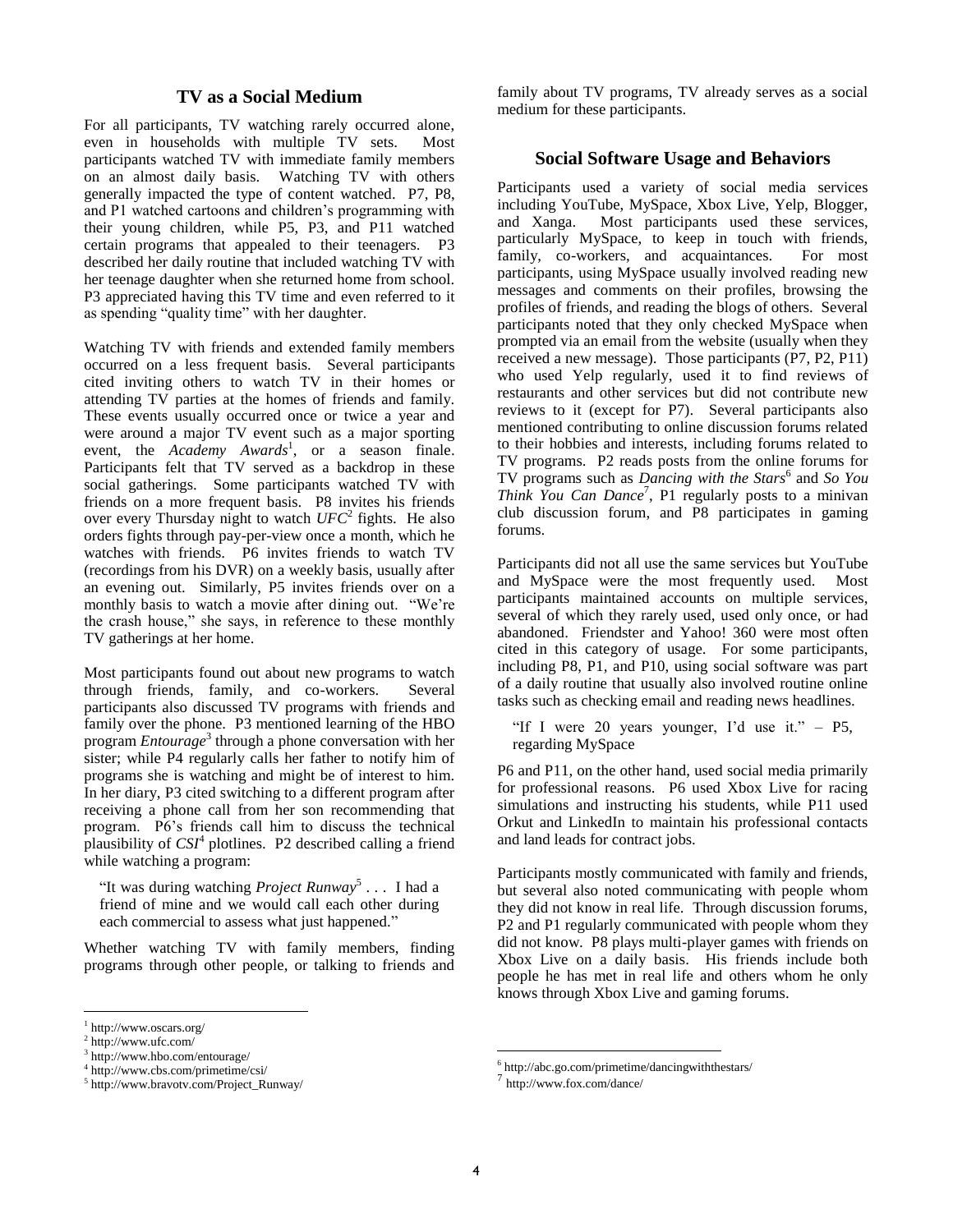## TV as a Social Medium

For all participants, TV watching rarely occurred alone, even in households with multiple TV sets. Most participants watched TV with immediate family members on an almost daily basis. Watching TV with others generally impacted the type of content watched. P7, P8, and P1 watched cartoons and children's programming with their young children, while P5, P3, and P11 watched certain programs that appealed to their teenagers. P3 described her daily routine that included watching TV with her teenage daughter when she returned home from school. P3 appreciated having this TV time and even referred to it as spending "quality time" with her daughter.

Watching TV with friends and extended family members occurred on a less frequent basis. Several participants cited inviting others to watch TV in their homes or attending TV parties at the homes of friends and family. These events usually occurred once or twice a year and were around a major TV event such as a major sporting event, the *Academy Awards*[1], or a season finale. Participants felt that TV served as a backdrop in these social gatherings. Some participants watched TV with friends on a more frequent basis. P8 invites his friends over every Thursday night to watch *UFC*[2] fights. He also orders fights through pay-per-view once a month, which he watches with friends. P6 invites friends to watch TV (recordings from his DVR) on a weekly basis, usually after an evening out. Similarly, P5 invites friends over on a monthly basis to watch a movie after dining out. "We're the crash house," she says, in reference to these monthly TV gatherings at her home.

Most participants found out about new programs to watch through friends, family, and co-workers. Several participants also discussed TV programs with friends and family over the phone. P3 mentioned learning of the HBO program *Entourage*[3] through a phone conversation with her sister; while P4 regularly calls her father to notify him of programs she is watching and might be of interest to him. In her diary, P3 cited switching to a different program after receiving a phone call from her son recommending that program. P6's friends call him to discuss the technical plausibility of *CSI*[4] plotlines. P2 described calling a friend while watching a program:

> "It was during watching *Project Runway*[5] . . . I had a friend of mine and we would call each other during each commercial to assess what just happened."

Whether watching TV with family members, finding programs through other people, or talking to friends and family about TV programs, TV already serves as a social medium for these participants.

## Social Software Usage and Behaviors

Participants used a variety of social media services including YouTube, MySpace, Xbox Live, Yelp, Blogger, and Xanga. Most participants used these services, particularly MySpace, to keep in touch with friends, family, co-workers, and acquaintances. For most participants, using MySpace usually involved reading new messages and comments on their profiles, browsing the profiles of friends, and reading the blogs of others. Several participants noted that they only checked MySpace when prompted via an email from the website (usually when they received a new message). Those participants (P7, P2, P11) who used Yelp regularly, used it to find reviews of restaurants and other services but did not contribute new reviews to it (except for P7). Several participants also mentioned contributing to online discussion forums related to their hobbies and interests, including forums related to TV programs. P2 reads posts from the online forums for TV programs such as *Dancing with the Stars*[6] and *So You Think You Can Dance*[7], P1 regularly posts to a minivan club discussion forum, and P8 participates in gaming forums.

Participants did not all use the same services but YouTube and MySpace were the most frequently used. Most participants maintained accounts on multiple services, several of which they rarely used, used only once, or had abandoned. Friendster and Yahoo! 360 were most often cited in this category of usage. For some participants, including P8, P1, and P10, using social software was part of a daily routine that usually also involved routine online tasks such as checking email and reading news headlines.

> "If I were 20 years younger, I'd use it." – P5, regarding MySpace

P6 and P11, on the other hand, used social media primarily for professional reasons. P6 used Xbox Live for racing simulations and instructing his students, while P11 used Orkut and LinkedIn to maintain his professional contacts and land leads for contract jobs.

Participants mostly communicated with family and friends, but several also noted communicating with people whom they did not know in real life. Through discussion forums, P2 and P1 regularly communicated with people whom they did not know. P8 plays multi-player games with friends on Xbox Live on a daily basis. His friends include both people he has met in real life and others whom he only knows through Xbox Live and gaming forums.

---

[1] http://www.oscars.org/
[2] http://www.ufc.com/
[3] http://www.hbo.com/entourage/
[4] http://www.cbs.com/primetime/csi/
[5] http://www.bravotv.com/Project_Runway/
[6] http://abc.go.com/primetime/dancingwiththestars/
[7] http://www.fox.com/dance/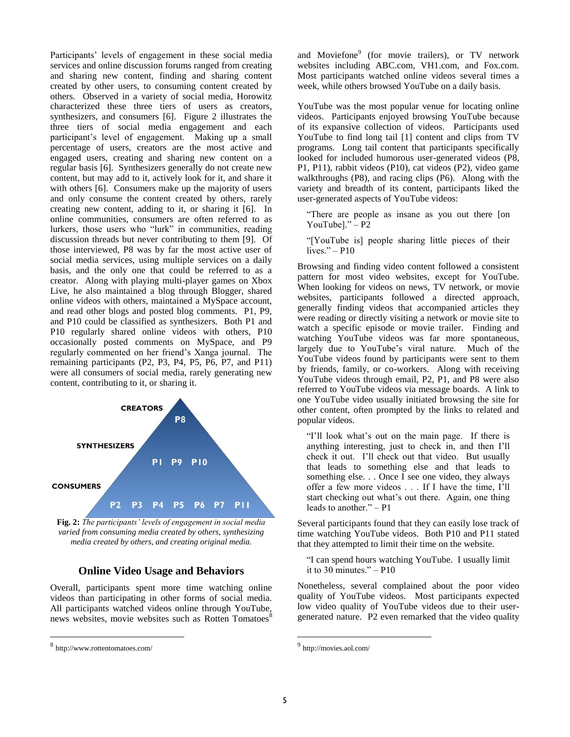Participants' levels of engagement in these social media services and online discussion forums ranged from creating and sharing new content, finding and sharing content created by other users, to consuming content created by others. Observed in a variety of social media, Horowitz characterized these three tiers of users as creators, synthesizers, and consumers [6]. Figure 2 illustrates the three tiers of social media engagement and each participant's level of engagement. Making up a small percentage of users, creators are the most active and engaged users, creating and sharing new content on a regular basis [6]. Synthesizers generally do not create new content, but may add to it, actively look for it, and share it with others [6]. Consumers make up the majority of users and only consume the content created by others, rarely creating new content, adding to it, or sharing it [6]. In online communities, consumers are often referred to as lurkers, those users who "lurk" in communities, reading discussion threads but never contributing to them [9]. Of those interviewed, P8 was by far the most active user of social media services, using multiple services on a daily basis, and the only one that could be referred to as a creator. Along with playing multi-player games on Xbox Live, he also maintained a blog through Blogger, shared online videos with others, maintained a MySpace account, and read other blogs and posted blog comments. P1, P9, and P10 could be classified as synthesizers. Both P1 and P10 regularly shared online videos with others, P10 occasionally posted comments on MySpace, and P9 regularly commented on her friend's Xanga journal. The remaining participants (P2, P3, P4, P5, P6, P7, and P11) were all consumers of social media, rarely generating new content, contributing to it, or sharing it.

CREATORS: P8

SYNTHESIZERS: P1 P9 P10

CONSUMERS: P2 P3 P4 P5 P6 P7 P11

**Fig. 2:** *The participants' levels of engagement in social media varied from consuming media created by others, synthesizing media created by others, and creating original media.*

## Online Video Usage and Behaviors

Overall, participants spent more time watching online videos than participating in other forms of social media. All participants watched videos online through YouTube, news websites, movie websites such as Rotten Tomatoes[8] and Moviefone[9] (for movie trailers), or TV network websites including ABC.com, VH1.com, and Fox.com. Most participants watched online videos several times a week, while others browsed YouTube on a daily basis.

YouTube was the most popular venue for locating online videos. Participants enjoyed browsing YouTube because of its expansive collection of videos. Participants used YouTube to find long tail [1] content and clips from TV programs. Long tail content that participants specifically looked for included humorous user-generated videos (P8, P1, P11), rabbit videos (P10), cat videos (P2), video game walkthroughs (P8), and racing clips (P6). Along with the variety and breadth of its content, participants liked the user-generated aspects of YouTube videos:

> "There are people as insane as you out there [on YouTube]." – P2

> "[YouTube is] people sharing little pieces of their lives." – P10

Browsing and finding video content followed a consistent pattern for most video websites, except for YouTube. When looking for videos on news, TV network, or movie websites, participants followed a directed approach, generally finding videos that accompanied articles they were reading or directly visiting a network or movie site to watch a specific episode or movie trailer. Finding and watching YouTube videos was far more spontaneous, largely due to YouTube's viral nature. Much of the YouTube videos found by participants were sent to them by friends, family, or co-workers. Along with receiving YouTube videos through email, P2, P1, and P8 were also referred to YouTube videos via message boards. A link to one YouTube video usually initiated browsing the site for other content, often prompted by the links to related and popular videos.

> "I'll look what's out on the main page. If there is anything interesting, just to check in, and then I'll check it out. I'll check out that video. But usually that leads to something else and that leads to something else. . . Once I see one video, they always offer a few more videos . . . If I have the time, I'll start checking out what's out there. Again, one thing leads to another." – P1

Several participants found that they can easily lose track of time watching YouTube videos. Both P10 and P11 stated that they attempted to limit their time on the website.

> "I can spend hours watching YouTube. I usually limit it to 30 minutes." – P10

Nonetheless, several complained about the poor video quality of YouTube videos. Most participants expected low video quality of YouTube videos due to their user-generated nature. P2 even remarked that the video quality

[8] http://www.rottentomatoes.com/

[9] http://movies.aol.com/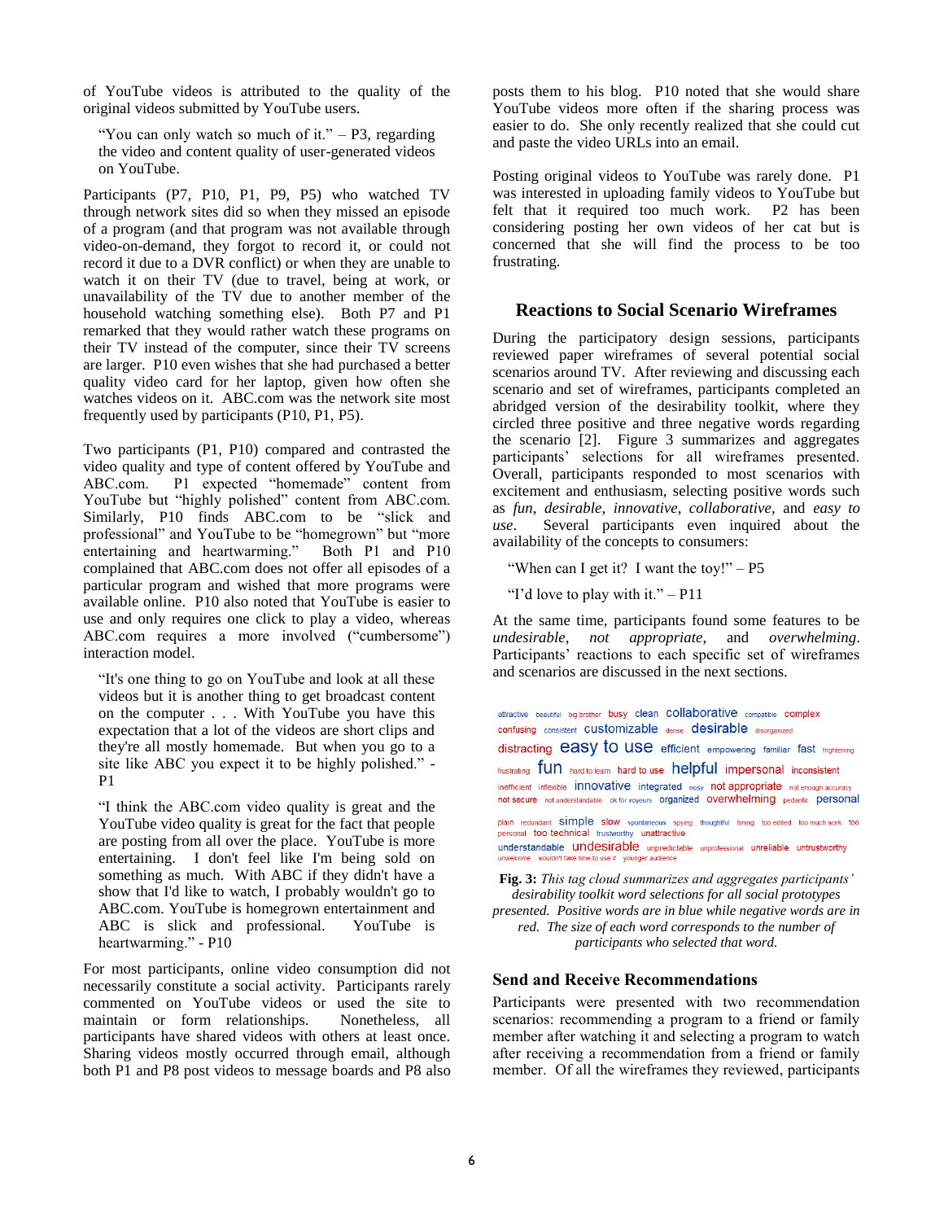of YouTube videos is attributed to the quality of the original videos submitted by YouTube users.

> "You can only watch so much of it." – P3, regarding the video and content quality of user-generated videos on YouTube.

Participants (P7, P10, P1, P9, P5) who watched TV through network sites did so when they missed an episode of a program (and that program was not available through video-on-demand, they forgot to record it, or could not record it due to a DVR conflict) or when they are unable to watch it on their TV (due to travel, being at work, or unavailability of the TV due to another member of the household watching something else). Both P7 and P1 remarked that they would rather watch these programs on their TV instead of the computer, since their TV screens are larger. P10 even wishes that she had purchased a better quality video card for her laptop, given how often she watches videos on it. ABC.com was the network site most frequently used by participants (P10, P1, P5).

Two participants (P1, P10) compared and contrasted the video quality and type of content offered by YouTube and ABC.com. P1 expected "homemade" content from YouTube but "highly polished" content from ABC.com. Similarly, P10 finds ABC.com to be "slick and professional" and YouTube to be "homegrown" but "more entertaining and heartwarming." Both P1 and P10 complained that ABC.com does not offer all episodes of a particular program and wished that more programs were available online. P10 also noted that YouTube is easier to use and only requires one click to play a video, whereas ABC.com requires a more involved ("cumbersome") interaction model.

> "It's one thing to go on YouTube and look at all these videos but it is another thing to get broadcast content on the computer . . . With YouTube you have this expectation that a lot of the videos are short clips and they're all mostly homemade. But when you go to a site like ABC you expect it to be highly polished." - P1

> "I think the ABC.com video quality is great and the YouTube video quality is great for the fact that people are posting from all over the place. YouTube is more entertaining. I don't feel like I'm being sold on something as much. With ABC if they didn't have a show that I'd like to watch, I probably wouldn't go to ABC.com. YouTube is homegrown entertainment and ABC is slick and professional. YouTube is heartwarming." - P10

For most participants, online video consumption did not necessarily constitute a social activity. Participants rarely commented on YouTube videos or used the site to maintain or form relationships. Nonetheless, all participants have shared videos with others at least once. Sharing videos mostly occurred through email, although both P1 and P8 post videos to message boards and P8 also posts them to his blog. P10 noted that she would share YouTube videos more often if the sharing process was easier to do. She only recently realized that she could cut and paste the video URLs into an email.

Posting original videos to YouTube was rarely done. P1 was interested in uploading family videos to YouTube but felt that it required too much work. P2 has been considering posting her own videos of her cat but is concerned that she will find the process to be too frustrating.

## Reactions to Social Scenario Wireframes

During the participatory design sessions, participants reviewed paper wireframes of several potential social scenarios around TV. After reviewing and discussing each scenario and set of wireframes, participants completed an abridged version of the desirability toolkit, where they circled three positive and three negative words regarding the scenario [2]. Figure 3 summarizes and aggregates participants' selections for all wireframes presented. Overall, participants responded to most scenarios with excitement and enthusiasm, selecting positive words such as *fun*, *desirable*, *innovative*, *collaborative*, and *easy to use*. Several participants even inquired about the availability of the concepts to consumers:

> "When can I get it? I want the toy!" – P5

> "I'd love to play with it." – P11

At the same time, participants found some features to be *undesirable*, *not appropriate*, and *overwhelming*. Participants' reactions to each specific set of wireframes and scenarios are discussed in the next sections.

attractive beautiful big brother busy clean collaborative compatible complex confusing consistent customizable dense desirable disorganized distracting easy to use efficient empowering familiar fast frightening frustrating fun hard to learn hard to use helpful impersonal inconsistent inefficient inflexible innovative integrated nosy not appropriate not enough accuracy not secure not understandable ok for voyeurs organized overwhelming pedantic personal plain redundant simple slow spontaneous spying thoughtful timing too edited too much work too personal too technical trustworthy unattractive understandable undesirable unpredictable unprofessional unreliable untrustworthy unwelcome wouldn't take time to use it younger audience

**Fig. 3:** *This tag cloud summarizes and aggregates participants' desirability toolkit word selections for all social prototypes presented. Positive words are in blue while negative words are in red. The size of each word corresponds to the number of participants who selected that word.*

### Send and Receive Recommendations

Participants were presented with two recommendation scenarios: recommending a program to a friend or family member after watching it and selecting a program to watch after receiving a recommendation from a friend or family member. Of all the wireframes they reviewed, participants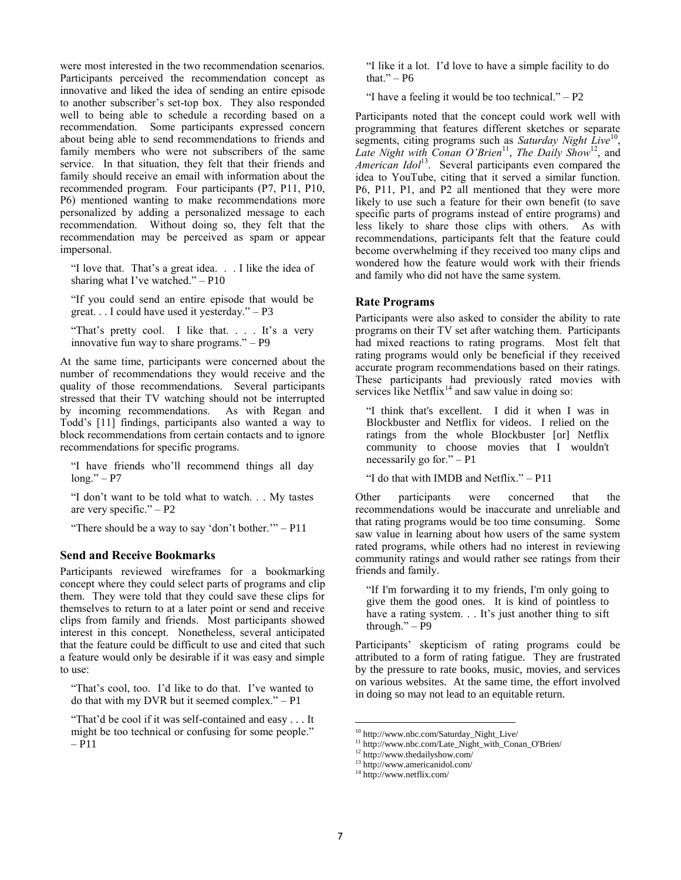were most interested in the two recommendation scenarios. Participants perceived the recommendation concept as innovative and liked the idea of sending an entire episode to another subscriber's set-top box. They also responded well to being able to schedule a recording based on a recommendation. Some participants expressed concern about being able to send recommendations to friends and family members who were not subscribers of the same service. In that situation, they felt that their friends and family should receive an email with information about the recommended program. Four participants (P7, P11, P10, P6) mentioned wanting to make recommendations more personalized by adding a personalized message to each recommendation. Without doing so, they felt that the recommendation may be perceived as spam or appear impersonal.

> "I love that. That's a great idea. . . I like the idea of sharing what I've watched." – P10

> "If you could send an entire episode that would be great. . . I could have used it yesterday." – P3

> "That's pretty cool. I like that. . . . It's a very innovative fun way to share programs." – P9

At the same time, participants were concerned about the number of recommendations they would receive and the quality of those recommendations. Several participants stressed that their TV watching should not be interrupted by incoming recommendations. As with Regan and Todd's [11] findings, participants also wanted a way to block recommendations from certain contacts and to ignore recommendations for specific programs.

> "I have friends who'll recommend things all day long." – P7

> "I don't want to be told what to watch. . . My tastes are very specific." – P2

> "There should be a way to say 'don't bother.'" – P11

### Send and Receive Bookmarks

Participants reviewed wireframes for a bookmarking concept where they could select parts of programs and clip them. They were told that they could save these clips for themselves to return to at a later point or send and receive clips from family and friends. Most participants showed interest in this concept. Nonetheless, several anticipated that the feature could be difficult to use and cited that such a feature would only be desirable if it was easy and simple to use:

> "That's cool, too. I'd like to do that. I've wanted to do that with my DVR but it seemed complex." – P1

> "That'd be cool if it was self-contained and easy . . . It might be too technical or confusing for some people." – P11

> "I like it a lot. I'd love to have a simple facility to do that." – P6

> "I have a feeling it would be too technical." – P2

Participants noted that the concept could work well with programming that features different sketches or separate segments, citing programs such as *Saturday Night Live*[10], *Late Night with Conan O'Brien*[11], *The Daily Show*[12], and *American Idol*[13]. Several participants even compared the idea to YouTube, citing that it served a similar function. P6, P11, P1, and P2 all mentioned that they were more likely to use such a feature for their own benefit (to save specific parts of programs instead of entire programs) and less likely to share those clips with others. As with recommendations, participants felt that the feature could become overwhelming if they received too many clips and wondered how the feature would work with their friends and family who did not have the same system.

### Rate Programs

Participants were also asked to consider the ability to rate programs on their TV set after watching them. Participants had mixed reactions to rating programs. Most felt that rating programs would only be beneficial if they received accurate program recommendations based on their ratings. These participants had previously rated movies with services like Netflix[14] and saw value in doing so:

> "I think that's excellent. I did it when I was in Blockbuster and Netflix for videos. I relied on the ratings from the whole Blockbuster [or] Netflix community to choose movies that I wouldn't necessarily go for." – P1

> "I do that with IMDB and Netflix." – P11

Other participants were concerned that the recommendations would be inaccurate and unreliable and that rating programs would be too time consuming. Some saw value in learning about how users of the same system rated programs, while others had no interest in reviewing community ratings and would rather see ratings from their friends and family.

> "If I'm forwarding it to my friends, I'm only going to give them the good ones. It is kind of pointless to have a rating system. . . It's just another thing to sift through." – P9

Participants' skepticism of rating programs could be attributed to a form of rating fatigue. They are frustrated by the pressure to rate books, music, movies, and services on various websites. At the same time, the effort involved in doing so may not lead to an equitable return.

---

[10] http://www.nbc.com/Saturday_Night_Live/

[11] http://www.nbc.com/Late_Night_with_Conan_O'Brien/

[12] http://www.thedailyshow.com/

[13] http://www.americanidol.com/

[14] http://www.netflix.com/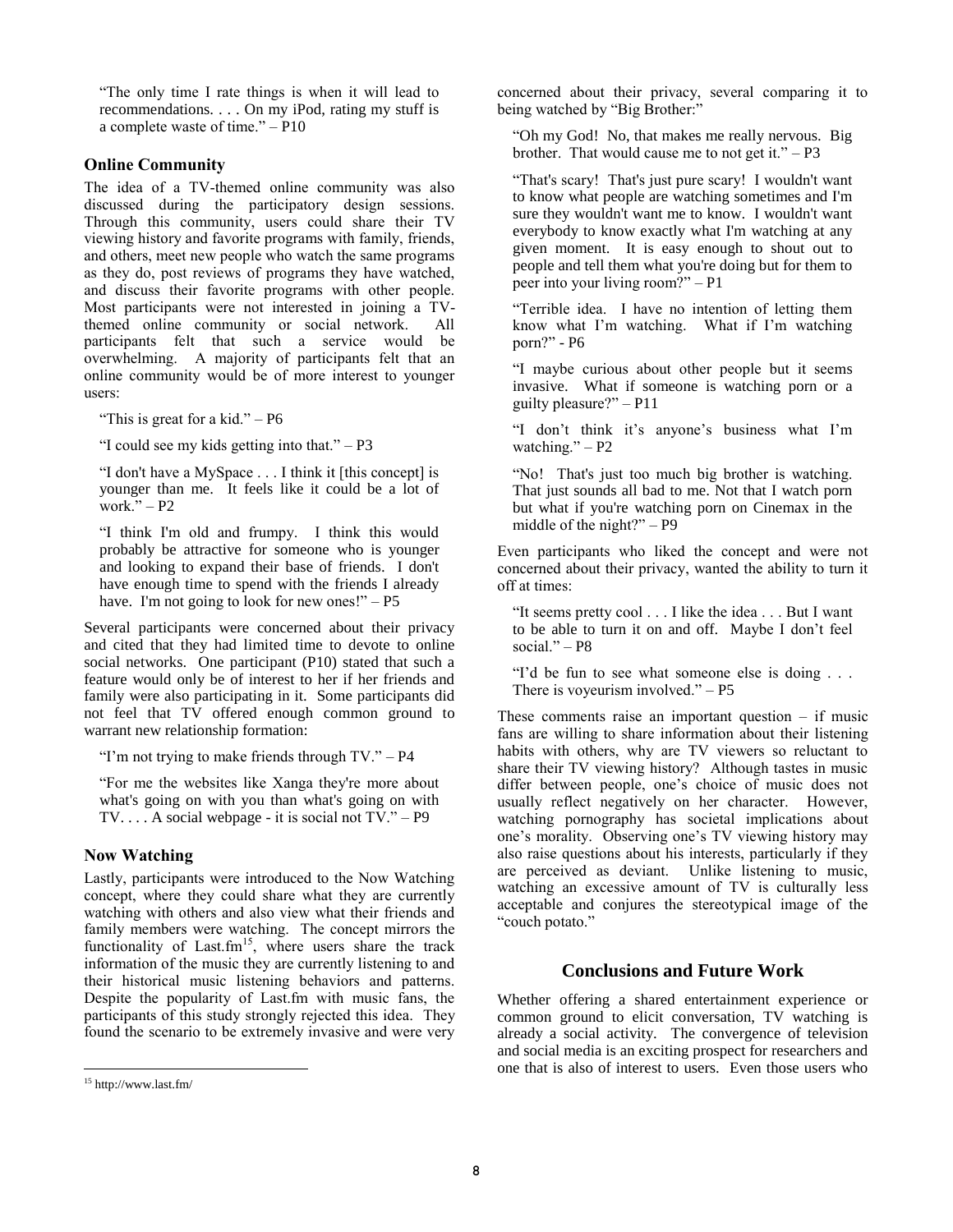"The only time I rate things is when it will lead to recommendations. . . . On my iPod, rating my stuff is a complete waste of time." – P10

### Online Community

The idea of a TV-themed online community was also discussed during the participatory design sessions. Through this community, users could share their TV viewing history and favorite programs with family, friends, and others, meet new people who watch the same programs as they do, post reviews of programs they have watched, and discuss their favorite programs with other people. Most participants were not interested in joining a TV-themed online community or social network. All participants felt that such a service would be overwhelming. A majority of participants felt that an online community would be of more interest to younger users:

"This is great for a kid." – P6

"I could see my kids getting into that." – P3

"I don't have a MySpace . . . I think it [this concept] is younger than me. It feels like it could be a lot of work." – P2

"I think I'm old and frumpy. I think this would probably be attractive for someone who is younger and looking to expand their base of friends. I don't have enough time to spend with the friends I already have. I'm not going to look for new ones!" – P5

Several participants were concerned about their privacy and cited that they had limited time to devote to online social networks. One participant (P10) stated that such a feature would only be of interest to her if her friends and family were also participating in it. Some participants did not feel that TV offered enough common ground to warrant new relationship formation:

"I'm not trying to make friends through TV." – P4

"For me the websites like Xanga they're more about what's going on with you than what's going on with TV. . . . A social webpage - it is social not TV." – P9

### Now Watching

Lastly, participants were introduced to the Now Watching concept, where they could share what they are currently watching with others and also view what their friends and family members were watching. The concept mirrors the functionality of Last.fm[15], where users share the track information of the music they are currently listening to and their historical music listening behaviors and patterns. Despite the popularity of Last.fm with music fans, the participants of this study strongly rejected this idea. They found the scenario to be extremely invasive and were very concerned about their privacy, several comparing it to being watched by "Big Brother:"

"Oh my God! No, that makes me really nervous. Big brother. That would cause me to not get it." – P3

"That's scary! That's just pure scary! I wouldn't want to know what people are watching sometimes and I'm sure they wouldn't want me to know. I wouldn't want everybody to know exactly what I'm watching at any given moment. It is easy enough to shout out to people and tell them what you're doing but for them to peer into your living room?" – P1

"Terrible idea. I have no intention of letting them know what I'm watching. What if I'm watching porn?" - P6

"I maybe curious about other people but it seems invasive. What if someone is watching porn or a guilty pleasure?" – P11

"I don't think it's anyone's business what I'm watching." – P2

"No! That's just too much big brother is watching. That just sounds all bad to me. Not that I watch porn but what if you're watching porn on Cinemax in the middle of the night?" – P9

Even participants who liked the concept and were not concerned about their privacy, wanted the ability to turn it off at times:

"It seems pretty cool . . . I like the idea . . . But I want to be able to turn it on and off. Maybe I don't feel social." – P8

"I'd be fun to see what someone else is doing . . . There is voyeurism involved." – P5

These comments raise an important question – if music fans are willing to share information about their listening habits with others, why are TV viewers so reluctant to share their TV viewing history? Although tastes in music differ between people, one's choice of music does not usually reflect negatively on her character. However, watching pornography has societal implications about one's morality. Observing one's TV viewing history may also raise questions about his interests, particularly if they are perceived as deviant. Unlike listening to music, watching an excessive amount of TV is culturally less acceptable and conjures the stereotypical image of the "couch potato."

## Conclusions and Future Work

Whether offering a shared entertainment experience or common ground to elicit conversation, TV watching is already a social activity. The convergence of television and social media is an exciting prospect for researchers and one that is also of interest to users. Even those users who

[15] http://www.last.fm/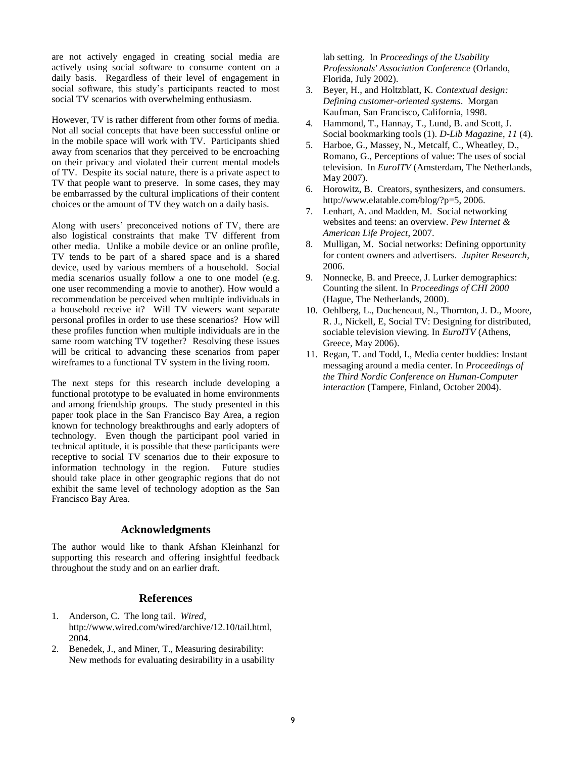are not actively engaged in creating social media are actively using social software to consume content on a daily basis. Regardless of their level of engagement in social software, this study's participants reacted to most social TV scenarios with overwhelming enthusiasm.

However, TV is rather different from other forms of media. Not all social concepts that have been successful online or in the mobile space will work with TV. Participants shied away from scenarios that they perceived to be encroaching on their privacy and violated their current mental models of TV. Despite its social nature, there is a private aspect to TV that people want to preserve. In some cases, they may be embarrassed by the cultural implications of their content choices or the amount of TV they watch on a daily basis.

Along with users' preconceived notions of TV, there are also logistical constraints that make TV different from other media. Unlike a mobile device or an online profile, TV tends to be part of a shared space and is a shared device, used by various members of a household. Social media scenarios usually follow a one to one model (e.g. one user recommending a movie to another). How would a recommendation be perceived when multiple individuals in a household receive it? Will TV viewers want separate personal profiles in order to use these scenarios? How will these profiles function when multiple individuals are in the same room watching TV together? Resolving these issues will be critical to advancing these scenarios from paper wireframes to a functional TV system in the living room.

The next steps for this research include developing a functional prototype to be evaluated in home environments and among friendship groups. The study presented in this paper took place in the San Francisco Bay Area, a region known for technology breakthroughs and early adopters of technology. Even though the participant pool varied in technical aptitude, it is possible that these participants were receptive to social TV scenarios due to their exposure to information technology in the region. Future studies should take place in other geographic regions that do not exhibit the same level of technology adoption as the San Francisco Bay Area.

## Acknowledgments

The author would like to thank Afshan Kleinhanzl for supporting this research and offering insightful feedback throughout the study and on an earlier draft.

## References

1. Anderson, C. The long tail. *Wired*, http://www.wired.com/wired/archive/12.10/tail.html, 2004.
2. Benedek, J., and Miner, T., Measuring desirability: New methods for evaluating desirability in a usability lab setting. In *Proceedings of the Usability Professionals' Association Conference* (Orlando, Florida, July 2002).
3. Beyer, H., and Holtzblatt, K. *Contextual design: Defining customer-oriented systems*. Morgan Kaufman, San Francisco, California, 1998.
4. Hammond, T., Hannay, T., Lund, B. and Scott, J. Social bookmarking tools (1). *D-Lib Magazine*, *11* (4).
5. Harboe, G., Massey, N., Metcalf, C., Wheatley, D., Romano, G., Perceptions of value: The uses of social television. In *EuroITV* (Amsterdam, The Netherlands, May 2007).
6. Horowitz, B. Creators, synthesizers, and consumers. http://www.elatable.com/blog/?p=5, 2006.
7. Lenhart, A. and Madden, M. Social networking websites and teens: an overview. *Pew Internet & American Life Project*, 2007.
8. Mulligan, M. Social networks: Defining opportunity for content owners and advertisers. *Jupiter Research*, 2006.
9. Nonnecke, B. and Preece, J. Lurker demographics: Counting the silent. In *Proceedings of CHI 2000* (Hague, The Netherlands, 2000).
10. Oehlberg, L., Ducheneaut, N., Thornton, J. D., Moore, R. J., Nickell, E, Social TV: Designing for distributed, sociable television viewing. In *EuroITV* (Athens, Greece, May 2006).
11. Regan, T. and Todd, I., Media center buddies: Instant messaging around a media center. In *Proceedings of the Third Nordic Conference on Human-Computer interaction* (Tampere, Finland, October 2004).